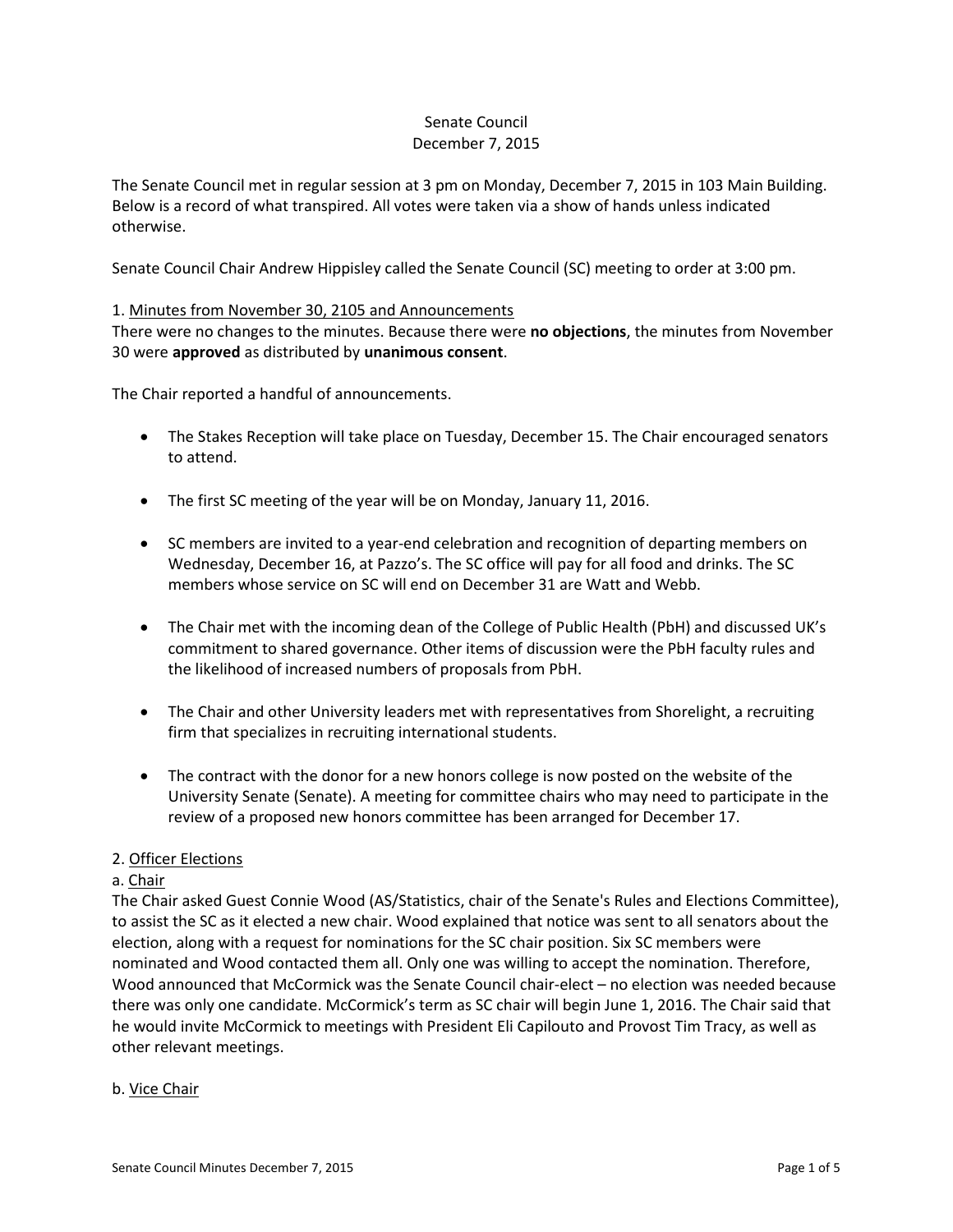# Senate Council
## December 7, 2015

The Senate Council met in regular session at 3 pm on Monday, December 7, 2015 in 103 Main Building. Below is a record of what transpired. All votes were taken via a show of hands unless indicated otherwise.

Senate Council Chair Andrew Hippisley called the Senate Council (SC) meeting to order at 3:00 pm.

### 1. Minutes from November 30, 2105 and Announcements

There were no changes to the minutes. Because there were **no objections**, the minutes from November 30 were **approved** as distributed by **unanimous consent**.

The Chair reported a handful of announcements.

- The Stakes Reception will take place on Tuesday, December 15. The Chair encouraged senators to attend.
- The first SC meeting of the year will be on Monday, January 11, 2016.
- SC members are invited to a year-end celebration and recognition of departing members on Wednesday, December 16, at Pazzo's. The SC office will pay for all food and drinks. The SC members whose service on SC will end on December 31 are Watt and Webb.
- The Chair met with the incoming dean of the College of Public Health (PbH) and discussed UK's commitment to shared governance. Other items of discussion were the PbH faculty rules and the likelihood of increased numbers of proposals from PbH.
- The Chair and other University leaders met with representatives from Shorelight, a recruiting firm that specializes in recruiting international students.
- The contract with the donor for a new honors college is now posted on the website of the University Senate (Senate). A meeting for committee chairs who may need to participate in the review of a proposed new honors committee has been arranged for December 17.

### 2. Officer Elections

#### a. Chair

The Chair asked Guest Connie Wood (AS/Statistics, chair of the Senate's Rules and Elections Committee), to assist the SC as it elected a new chair. Wood explained that notice was sent to all senators about the election, along with a request for nominations for the SC chair position. Six SC members were nominated and Wood contacted them all. Only one was willing to accept the nomination. Therefore, Wood announced that McCormick was the Senate Council chair-elect – no election was needed because there was only one candidate. McCormick's term as SC chair will begin June 1, 2016. The Chair said that he would invite McCormick to meetings with President Eli Capilouto and Provost Tim Tracy, as well as other relevant meetings.

#### b. Vice Chair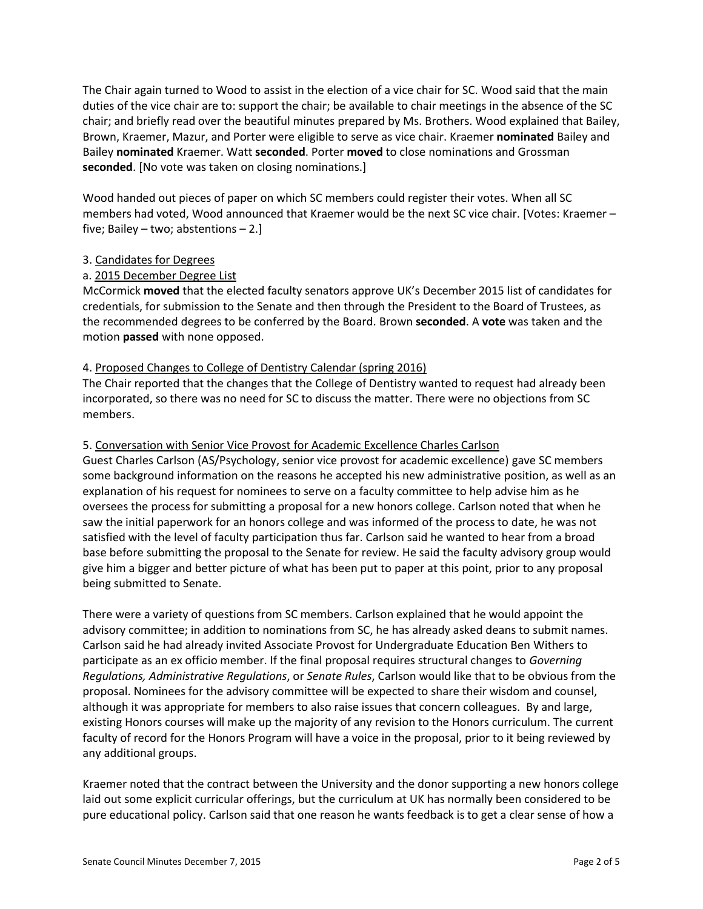The Chair again turned to Wood to assist in the election of a vice chair for SC. Wood said that the main duties of the vice chair are to: support the chair; be available to chair meetings in the absence of the SC chair; and briefly read over the beautiful minutes prepared by Ms. Brothers. Wood explained that Bailey, Brown, Kraemer, Mazur, and Porter were eligible to serve as vice chair. Kraemer **nominated** Bailey and Bailey **nominated** Kraemer. Watt **seconded**. Porter **moved** to close nominations and Grossman **seconded**. [No vote was taken on closing nominations.]

Wood handed out pieces of paper on which SC members could register their votes. When all SC members had voted, Wood announced that Kraemer would be the next SC vice chair. [Votes: Kraemer – five; Bailey – two; abstentions – 2.]

3. <u>Candidates for Degrees</u>

a. <u>2015 December Degree List</u>

McCormick **moved** that the elected faculty senators approve UK's December 2015 list of candidates for credentials, for submission to the Senate and then through the President to the Board of Trustees, as the recommended degrees to be conferred by the Board. Brown **seconded**. A **vote** was taken and the motion **passed** with none opposed.

4. <u>Proposed Changes to College of Dentistry Calendar (spring 2016)</u>

The Chair reported that the changes that the College of Dentistry wanted to request had already been incorporated, so there was no need for SC to discuss the matter. There were no objections from SC members.

5. <u>Conversation with Senior Vice Provost for Academic Excellence Charles Carlson</u>

Guest Charles Carlson (AS/Psychology, senior vice provost for academic excellence) gave SC members some background information on the reasons he accepted his new administrative position, as well as an explanation of his request for nominees to serve on a faculty committee to help advise him as he oversees the process for submitting a proposal for a new honors college. Carlson noted that when he saw the initial paperwork for an honors college and was informed of the process to date, he was not satisfied with the level of faculty participation thus far. Carlson said he wanted to hear from a broad base before submitting the proposal to the Senate for review. He said the faculty advisory group would give him a bigger and better picture of what has been put to paper at this point, prior to any proposal being submitted to Senate.

There were a variety of questions from SC members. Carlson explained that he would appoint the advisory committee; in addition to nominations from SC, he has already asked deans to submit names. Carlson said he had already invited Associate Provost for Undergraduate Education Ben Withers to participate as an ex officio member. If the final proposal requires structural changes to *Governing Regulations, Administrative Regulations*, or *Senate Rules*, Carlson would like that to be obvious from the proposal. Nominees for the advisory committee will be expected to share their wisdom and counsel, although it was appropriate for members to also raise issues that concern colleagues. By and large, existing Honors courses will make up the majority of any revision to the Honors curriculum. The current faculty of record for the Honors Program will have a voice in the proposal, prior to it being reviewed by any additional groups.

Kraemer noted that the contract between the University and the donor supporting a new honors college laid out some explicit curricular offerings, but the curriculum at UK has normally been considered to be pure educational policy. Carlson said that one reason he wants feedback is to get a clear sense of how a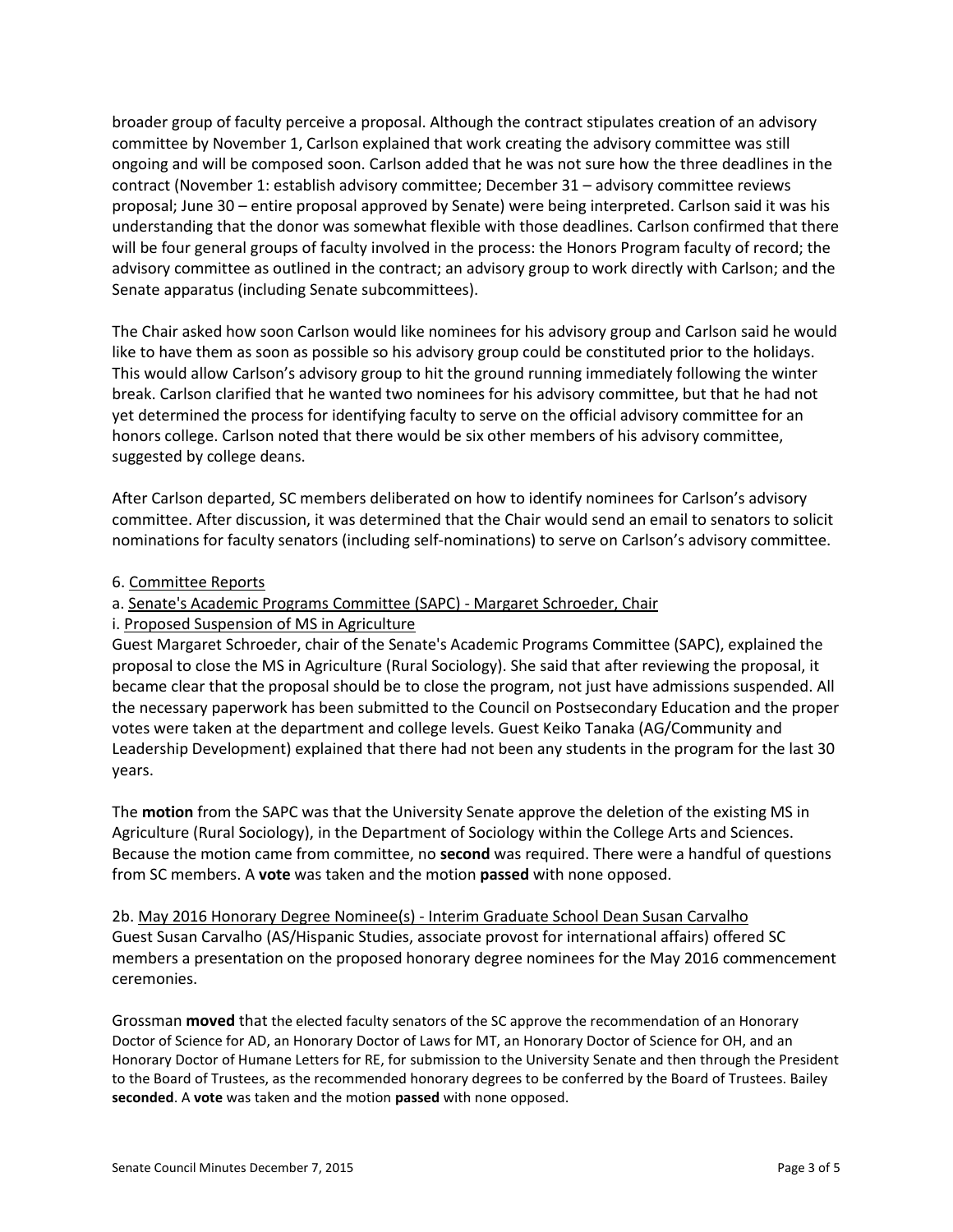broader group of faculty perceive a proposal. Although the contract stipulates creation of an advisory committee by November 1, Carlson explained that work creating the advisory committee was still ongoing and will be composed soon. Carlson added that he was not sure how the three deadlines in the contract (November 1: establish advisory committee; December 31 – advisory committee reviews proposal; June 30 – entire proposal approved by Senate) were being interpreted. Carlson said it was his understanding that the donor was somewhat flexible with those deadlines. Carlson confirmed that there will be four general groups of faculty involved in the process: the Honors Program faculty of record; the advisory committee as outlined in the contract; an advisory group to work directly with Carlson; and the Senate apparatus (including Senate subcommittees).

The Chair asked how soon Carlson would like nominees for his advisory group and Carlson said he would like to have them as soon as possible so his advisory group could be constituted prior to the holidays. This would allow Carlson's advisory group to hit the ground running immediately following the winter break. Carlson clarified that he wanted two nominees for his advisory committee, but that he had not yet determined the process for identifying faculty to serve on the official advisory committee for an honors college. Carlson noted that there would be six other members of his advisory committee, suggested by college deans.

After Carlson departed, SC members deliberated on how to identify nominees for Carlson's advisory committee. After discussion, it was determined that the Chair would send an email to senators to solicit nominations for faculty senators (including self-nominations) to serve on Carlson's advisory committee.

6. Committee Reports

a. Senate's Academic Programs Committee (SAPC) - Margaret Schroeder, Chair

i. Proposed Suspension of MS in Agriculture

Guest Margaret Schroeder, chair of the Senate's Academic Programs Committee (SAPC), explained the proposal to close the MS in Agriculture (Rural Sociology). She said that after reviewing the proposal, it became clear that the proposal should be to close the program, not just have admissions suspended. All the necessary paperwork has been submitted to the Council on Postsecondary Education and the proper votes were taken at the department and college levels. Guest Keiko Tanaka (AG/Community and Leadership Development) explained that there had not been any students in the program for the last 30 years.

The **motion** from the SAPC was that the University Senate approve the deletion of the existing MS in Agriculture (Rural Sociology), in the Department of Sociology within the College Arts and Sciences. Because the motion came from committee, no **second** was required. There were a handful of questions from SC members. A **vote** was taken and the motion **passed** with none opposed.

2b. May 2016 Honorary Degree Nominee(s) - Interim Graduate School Dean Susan Carvalho

Guest Susan Carvalho (AS/Hispanic Studies, associate provost for international affairs) offered SC members a presentation on the proposed honorary degree nominees for the May 2016 commencement ceremonies.

Grossman **moved** that the elected faculty senators of the SC approve the recommendation of an Honorary Doctor of Science for AD, an Honorary Doctor of Laws for MT, an Honorary Doctor of Science for OH, and an Honorary Doctor of Humane Letters for RE, for submission to the University Senate and then through the President to the Board of Trustees, as the recommended honorary degrees to be conferred by the Board of Trustees. Bailey **seconded**. A **vote** was taken and the motion **passed** with none opposed.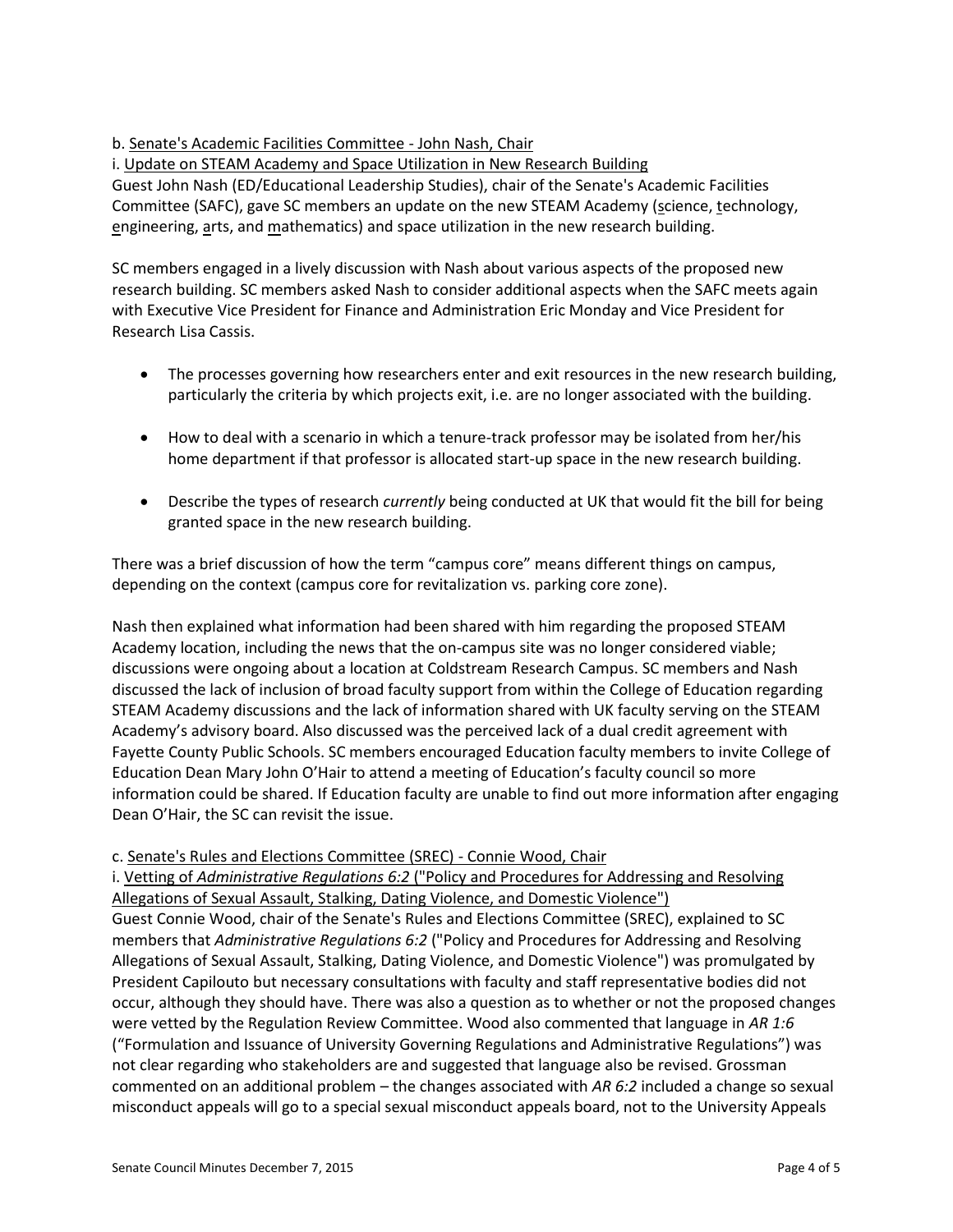b. Senate's Academic Facilities Committee - John Nash, Chair

i. Update on STEAM Academy and Space Utilization in New Research Building

Guest John Nash (ED/Educational Leadership Studies), chair of the Senate's Academic Facilities Committee (SAFC), gave SC members an update on the new STEAM Academy (science, technology, engineering, arts, and mathematics) and space utilization in the new research building.

SC members engaged in a lively discussion with Nash about various aspects of the proposed new research building. SC members asked Nash to consider additional aspects when the SAFC meets again with Executive Vice President for Finance and Administration Eric Monday and Vice President for Research Lisa Cassis.

- The processes governing how researchers enter and exit resources in the new research building, particularly the criteria by which projects exit, i.e. are no longer associated with the building.
- How to deal with a scenario in which a tenure-track professor may be isolated from her/his home department if that professor is allocated start-up space in the new research building.
- Describe the types of research *currently* being conducted at UK that would fit the bill for being granted space in the new research building.

There was a brief discussion of how the term "campus core" means different things on campus, depending on the context (campus core for revitalization vs. parking core zone).

Nash then explained what information had been shared with him regarding the proposed STEAM Academy location, including the news that the on-campus site was no longer considered viable; discussions were ongoing about a location at Coldstream Research Campus. SC members and Nash discussed the lack of inclusion of broad faculty support from within the College of Education regarding STEAM Academy discussions and the lack of information shared with UK faculty serving on the STEAM Academy's advisory board. Also discussed was the perceived lack of a dual credit agreement with Fayette County Public Schools. SC members encouraged Education faculty members to invite College of Education Dean Mary John O'Hair to attend a meeting of Education's faculty council so more information could be shared. If Education faculty are unable to find out more information after engaging Dean O'Hair, the SC can revisit the issue.

c. Senate's Rules and Elections Committee (SREC) - Connie Wood, Chair

i. Vetting of *Administrative Regulations 6:2* ("Policy and Procedures for Addressing and Resolving Allegations of Sexual Assault, Stalking, Dating Violence, and Domestic Violence")

Guest Connie Wood, chair of the Senate's Rules and Elections Committee (SREC), explained to SC members that *Administrative Regulations 6:2* ("Policy and Procedures for Addressing and Resolving Allegations of Sexual Assault, Stalking, Dating Violence, and Domestic Violence") was promulgated by President Capilouto but necessary consultations with faculty and staff representative bodies did not occur, although they should have. There was also a question as to whether or not the proposed changes were vetted by the Regulation Review Committee. Wood also commented that language in *AR 1:6* ("Formulation and Issuance of University Governing Regulations and Administrative Regulations") was not clear regarding who stakeholders are and suggested that language also be revised. Grossman commented on an additional problem – the changes associated with *AR 6:2* included a change so sexual misconduct appeals will go to a special sexual misconduct appeals board, not to the University Appeals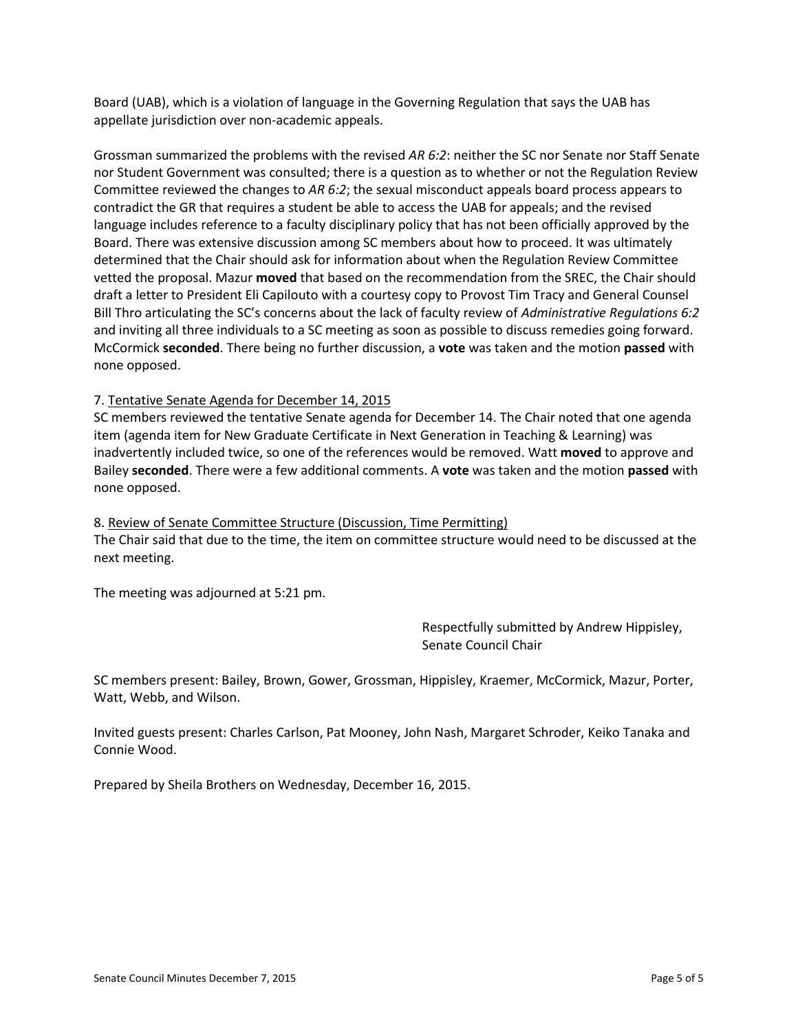Board (UAB), which is a violation of language in the Governing Regulation that says the UAB has appellate jurisdiction over non-academic appeals.

Grossman summarized the problems with the revised *AR 6:2*: neither the SC nor Senate nor Staff Senate nor Student Government was consulted; there is a question as to whether or not the Regulation Review Committee reviewed the changes to *AR 6:2*; the sexual misconduct appeals board process appears to contradict the GR that requires a student be able to access the UAB for appeals; and the revised language includes reference to a faculty disciplinary policy that has not been officially approved by the Board. There was extensive discussion among SC members about how to proceed. It was ultimately determined that the Chair should ask for information about when the Regulation Review Committee vetted the proposal. Mazur **moved** that based on the recommendation from the SREC, the Chair should draft a letter to President Eli Capilouto with a courtesy copy to Provost Tim Tracy and General Counsel Bill Thro articulating the SC's concerns about the lack of faculty review of *Administrative Regulations 6:2* and inviting all three individuals to a SC meeting as soon as possible to discuss remedies going forward. McCormick **seconded**. There being no further discussion, a **vote** was taken and the motion **passed** with none opposed.

7. Tentative Senate Agenda for December 14, 2015

SC members reviewed the tentative Senate agenda for December 14. The Chair noted that one agenda item (agenda item for New Graduate Certificate in Next Generation in Teaching & Learning) was inadvertently included twice, so one of the references would be removed. Watt **moved** to approve and Bailey **seconded**. There were a few additional comments. A **vote** was taken and the motion **passed** with none opposed.

8. Review of Senate Committee Structure (Discussion, Time Permitting)

The Chair said that due to the time, the item on committee structure would need to be discussed at the next meeting.

The meeting was adjourned at 5:21 pm.

Respectfully submitted by Andrew Hippisley,
Senate Council Chair

SC members present: Bailey, Brown, Gower, Grossman, Hippisley, Kraemer, McCormick, Mazur, Porter, Watt, Webb, and Wilson.

Invited guests present: Charles Carlson, Pat Mooney, John Nash, Margaret Schroder, Keiko Tanaka and Connie Wood.

Prepared by Sheila Brothers on Wednesday, December 16, 2015.